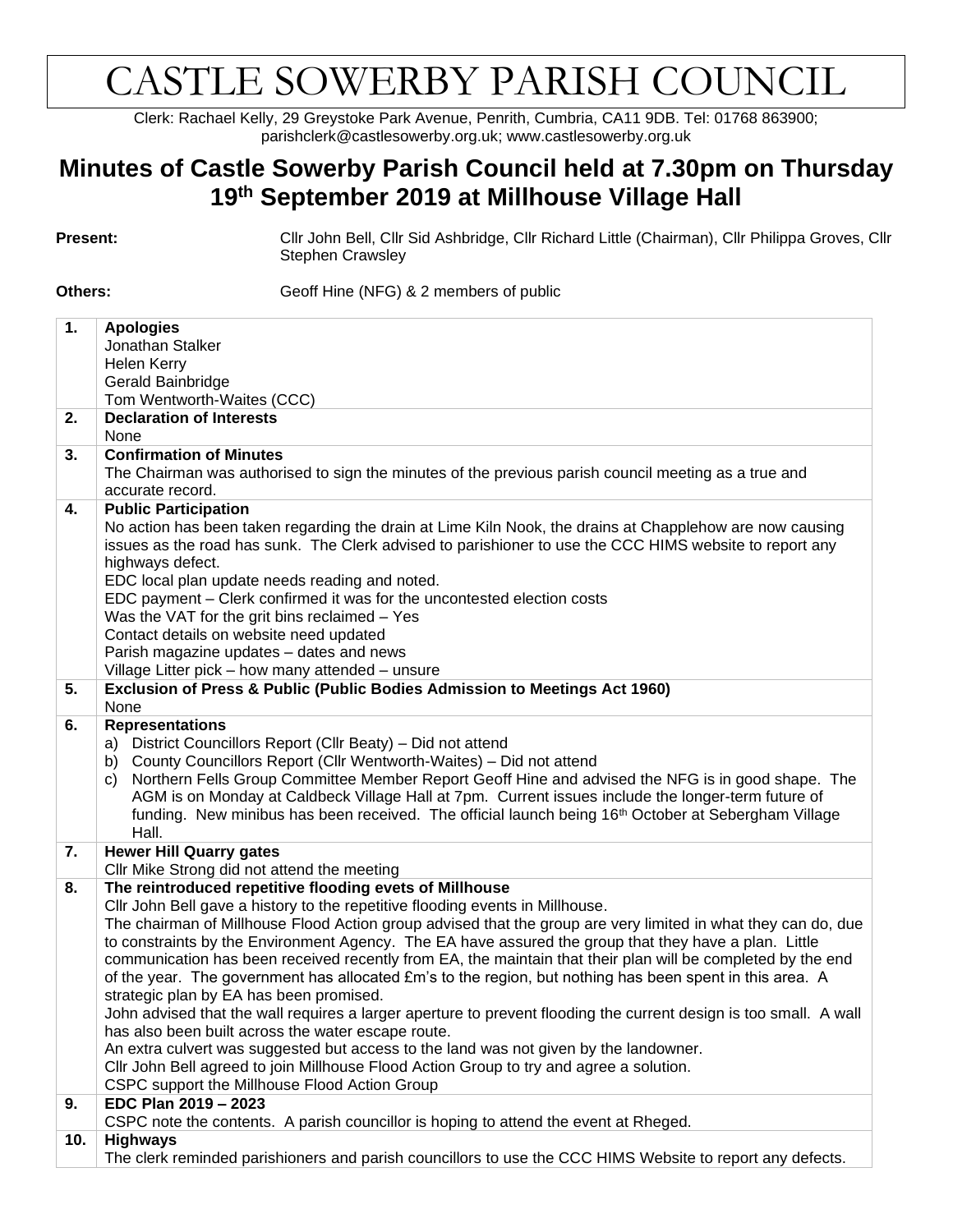# CASTLE SOWERBY PARISH COUNCIL

Clerk: Rachael Kelly, 29 Greystoke Park Avenue, Penrith, Cumbria, CA11 9DB. Tel: 01768 863900; parishclerk@castlesowerby.org.uk; www.castlesowerby.org.uk

## Minutes of Castle Sowerby Parish Council held at 7.30pm on Thursday 19th September 2019 at Millhouse Village Hall

**Present:** Cllr John Bell, Cllr Sid Ashbridge, Cllr Richard Little (Chairman), Cllr Philippa Groves, Cllr Stephen Crawsley

**Others:** Geoff Hine (NFG) & 2 members of public

| | |
|---|---|
| **1.** | **Apologies**<br>Jonathan Stalker<br>Helen Kerry<br>Gerald Bainbridge<br>Tom Wentworth-Waites (CCC) |
| **2.** | **Declaration of Interests**<br>None |
| **3.** | **Confirmation of Minutes**<br>The Chairman was authorised to sign the minutes of the previous parish council meeting as a true and accurate record. |
| **4.** | **Public Participation**<br>No action has been taken regarding the drain at Lime Kiln Nook, the drains at Chapplehow are now causing issues as the road has sunk. The Clerk advised to parishioner to use the CCC HIMS website to report any highways defect.<br>EDC local plan update needs reading and noted.<br>EDC payment – Clerk confirmed it was for the uncontested election costs<br>Was the VAT for the grit bins reclaimed – Yes<br>Contact details on website need updated<br>Parish magazine updates – dates and news<br>Village Litter pick – how many attended – unsure |
| **5.** | **Exclusion of Press & Public (Public Bodies Admission to Meetings Act 1960)**<br>None |
| **6.** | **Representations**<br>a) District Councillors Report (Cllr Beaty) – Did not attend<br>b) County Councillors Report (Cllr Wentworth-Waites) – Did not attend<br>c) Northern Fells Group Committee Member Report Geoff Hine and advised the NFG is in good shape. The AGM is on Monday at Caldbeck Village Hall at 7pm. Current issues include the longer-term future of funding. New minibus has been received. The official launch being 16th October at Sebergham Village Hall. |
| **7.** | **Hewer Hill Quarry gates**<br>Cllr Mike Strong did not attend the meeting |
| **8.** | **The reintroduced repetitive flooding evets of Millhouse**<br>Cllr John Bell gave a history to the repetitive flooding events in Millhouse.<br>The chairman of Millhouse Flood Action group advised that the group are very limited in what they can do, due to constraints by the Environment Agency. The EA have assured the group that they have a plan. Little communication has been received recently from EA, the maintain that their plan will be completed by the end of the year. The government has allocated £m's to the region, but nothing has been spent in this area. A strategic plan by EA has been promised.<br>John advised that the wall requires a larger aperture to prevent flooding the current design is too small. A wall has also been built across the water escape route.<br>An extra culvert was suggested but access to the land was not given by the landowner.<br>Cllr John Bell agreed to join Millhouse Flood Action Group to try and agree a solution.<br>CSPC support the Millhouse Flood Action Group |
| **9.** | **EDC Plan 2019 – 2023**<br>CSPC note the contents. A parish councillor is hoping to attend the event at Rheged. |
| **10.** | **Highways**<br>The clerk reminded parishioners and parish councillors to use the CCC HIMS Website to report any defects. |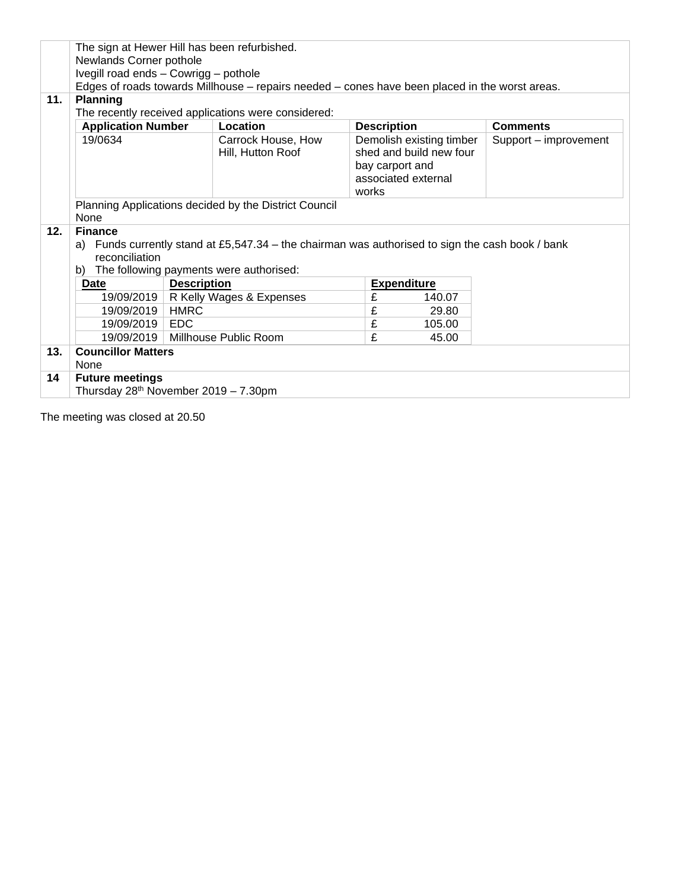The sign at Hewer Hill has been refurbished.
Newlands Corner pothole
Ivegill road ends – Cowrigg – pothole
Edges of roads towards Millhouse – repairs needed – cones have been placed in the worst areas.

**11. Planning**

The recently received applications were considered:

| Application Number | Location | Description | Comments |
|---|---|---|---|
| 19/0634 | Carrock House, How Hill, Hutton Roof | Demolish existing timber shed and build new four bay carport and associated external works | Support – improvement |

Planning Applications decided by the District Council
None

**12. Finance**

a) Funds currently stand at £5,547.34 – the chairman was authorised to sign the cash book / bank reconciliation
b) The following payments were authorised:

| Date | Description | Expenditure |
|---|---|---|
| 19/09/2019 | R Kelly Wages & Expenses | £ 140.07 |
| 19/09/2019 | HMRC | £ 29.80 |
| 19/09/2019 | EDC | £ 105.00 |
| 19/09/2019 | Millhouse Public Room | £ 45.00 |

**13. Councillor Matters**

None

**14 Future meetings**

Thursday 28th November 2019 – 7.30pm

The meeting was closed at 20.50